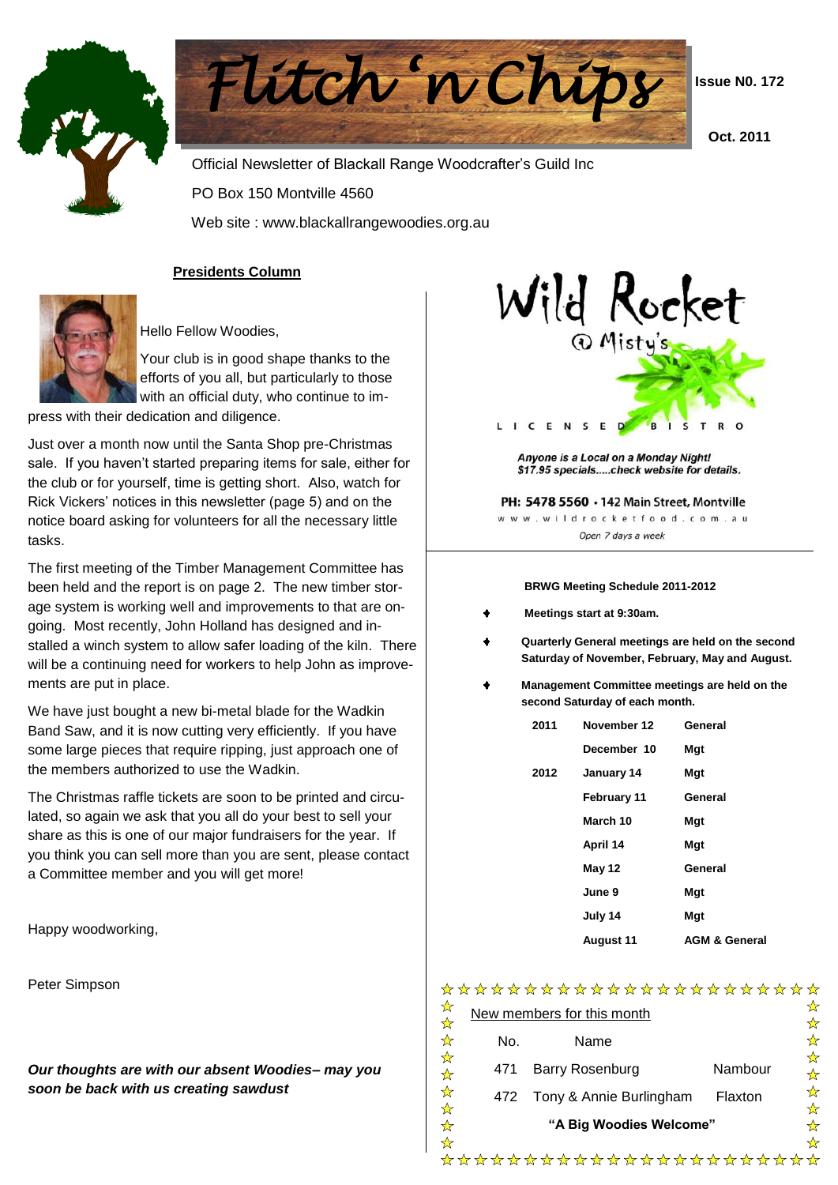# Flitch 'n Chips

**Issue N0. 172**

**Oct. 2011**

Official Newsletter of Blackall Range Woodcrafter's Guild Inc

PO Box 150 Montville 4560

Web site : www.blackallrangewoodies.org.au

## Presidents Column

Hello Fellow Woodies,

Your club is in good shape thanks to the efforts of you all, but particularly to those with an official duty, who continue to impress with their dedication and diligence.

Just over a month now until the Santa Shop pre-Christmas sale. If you haven't started preparing items for sale, either for the club or for yourself, time is getting short. Also, watch for Rick Vickers' notices in this newsletter (page 5) and on the notice board asking for volunteers for all the necessary little tasks.

The first meeting of the Timber Management Committee has been held and the report is on page 2. The new timber storage system is working well and improvements to that are ongoing. Most recently, John Holland has designed and installed a winch system to allow safer loading of the kiln. There will be a continuing need for workers to help John as improvements are put in place.

We have just bought a new bi-metal blade for the Wadkin Band Saw, and it is now cutting very efficiently. If you have some large pieces that require ripping, just approach one of the members authorized to use the Wadkin.

The Christmas raffle tickets are soon to be printed and circulated, so again we ask that you all do your best to sell your share as this is one of our major fundraisers for the year. If you think you can sell more than you are sent, please contact a Committee member and you will get more!

Happy woodworking,

Peter Simpson

***Our thoughts are with our absent Woodies– may you soon be back with us creating sawdust***

---

**Wild Rocket @ Misty's**

LICENSED BISTRO

***Anyone is a Local on a Monday Night! $17.95 specials.....check website for details.***

**PH: 5478 5560 • 142 Main Street, Montville**

www.wildrocketfood.com.au

*Open 7 days a week*

---

**BRWG Meeting Schedule 2011-2012**

- **Meetings start at 9:30am.**
- **Quarterly General meetings are held on the second Saturday of November, February, May and August.**
- **Management Committee meetings are held on the second Saturday of each month.**

| | | |
|---|---|---|
| **2011** | **November 12** | **General** |
| | **December 10** | **Mgt** |
| **2012** | **January 14** | **Mgt** |
| | **February 11** | **General** |
| | **March 10** | **Mgt** |
| | **April 14** | **Mgt** |
| | **May 12** | **General** |
| | **June 9** | **Mgt** |
| | **July 14** | **Mgt** |
| | **August 11** | **AGM & General** |

---

New members for this month

| No. | Name | |
|---|---|---|
| 471 | Barry Rosenburg | Nambour |
| 472 | Tony & Annie Burlingham | Flaxton |

**"A Big Woodies Welcome"**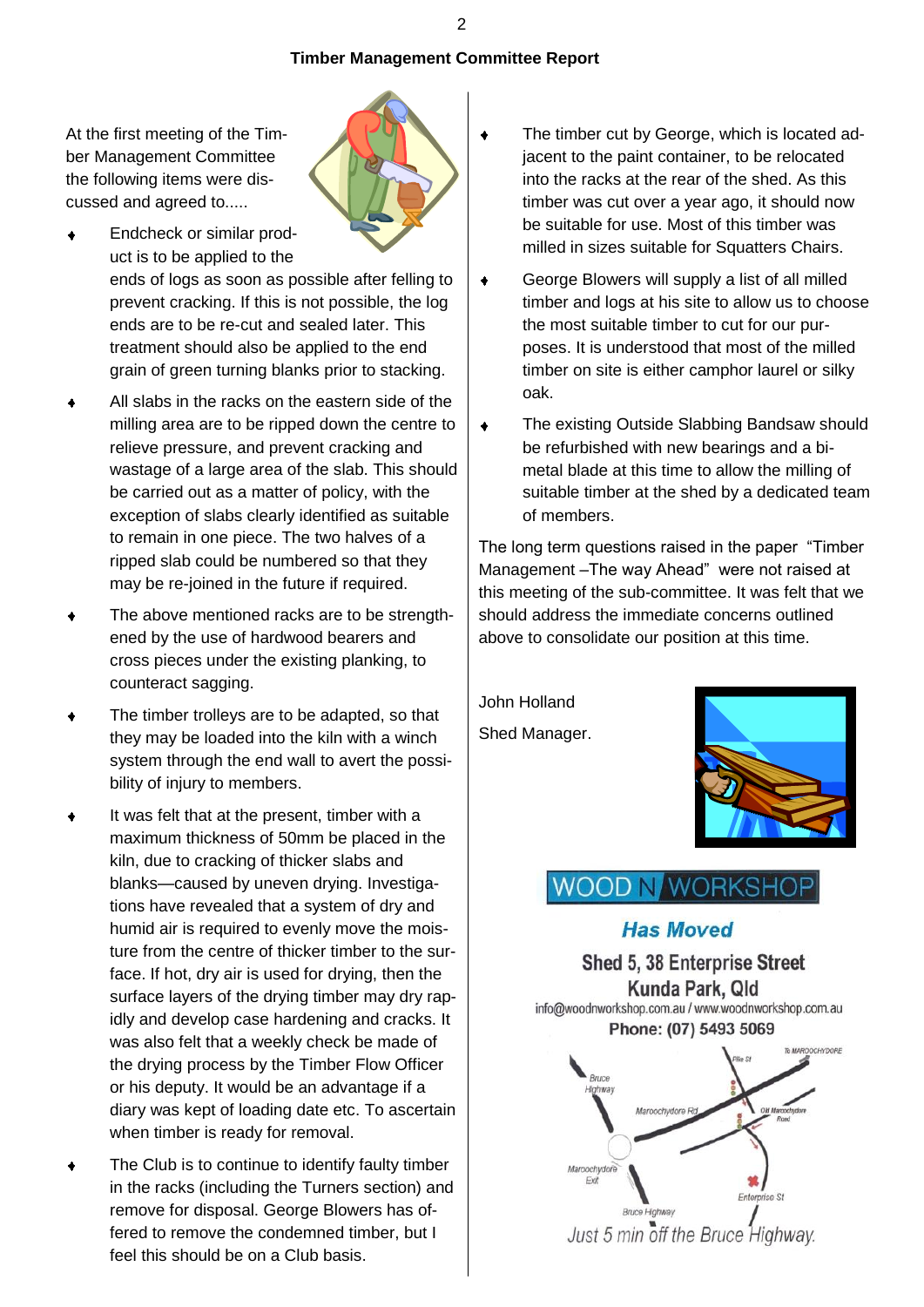## Timber Management Committee Report

At the first meeting of the Timber Management Committee the following items were discussed and agreed to.....

- Endcheck or similar product is to be applied to the ends of logs as soon as possible after felling to prevent cracking. If this is not possible, the log ends are to be re-cut and sealed later. This treatment should also be applied to the end grain of green turning blanks prior to stacking.
- All slabs in the racks on the eastern side of the milling area are to be ripped down the centre to relieve pressure, and prevent cracking and wastage of a large area of the slab. This should be carried out as a matter of policy, with the exception of slabs clearly identified as suitable to remain in one piece. The two halves of a ripped slab could be numbered so that they may be re-joined in the future if required.
- The above mentioned racks are to be strengthened by the use of hardwood bearers and cross pieces under the existing planking, to counteract sagging.
- The timber trolleys are to be adapted, so that they may be loaded into the kiln with a winch system through the end wall to avert the possibility of injury to members.
- It was felt that at the present, timber with a maximum thickness of 50mm be placed in the kiln, due to cracking of thicker slabs and blanks—caused by uneven drying. Investigations have revealed that a system of dry and humid air is required to evenly move the moisture from the centre of thicker timber to the surface. If hot, dry air is used for drying, then the surface layers of the drying timber may dry rapidly and develop case hardening and cracks. It was also felt that a weekly check be made of the drying process by the Timber Flow Officer or his deputy. It would be an advantage if a diary was kept of loading date etc. To ascertain when timber is ready for removal.
- The Club is to continue to identify faulty timber in the racks (including the Turners section) and remove for disposal. George Blowers has offered to remove the condemned timber, but I feel this should be on a Club basis.
- The timber cut by George, which is located adjacent to the paint container, to be relocated into the racks at the rear of the shed. As this timber was cut over a year ago, it should now be suitable for use. Most of this timber was milled in sizes suitable for Squatters Chairs.
- George Blowers will supply a list of all milled timber and logs at his site to allow us to choose the most suitable timber to cut for our purposes. It is understood that most of the milled timber on site is either camphor laurel or silky oak.
- The existing Outside Slabbing Bandsaw should be refurbished with new bearings and a bi-metal blade at this time to allow the milling of suitable timber at the shed by a dedicated team of members.

The long term questions raised in the paper "Timber Management –The way Ahead" were not raised at this meeting of the sub-committee. It was felt that we should address the immediate concerns outlined above to consolidate our position at this time.

John Holland

Shed Manager.

---

**WOOD N WORKSHOP**

***Has Moved***

**Shed 5, 38 Enterprise Street**
**Kunda Park, Qld**
info@woodnworkshop.com.au / www.woodnworkshop.com.au
**Phone: (07) 5493 5069**

*Just 5 min off the Bruce Highway.*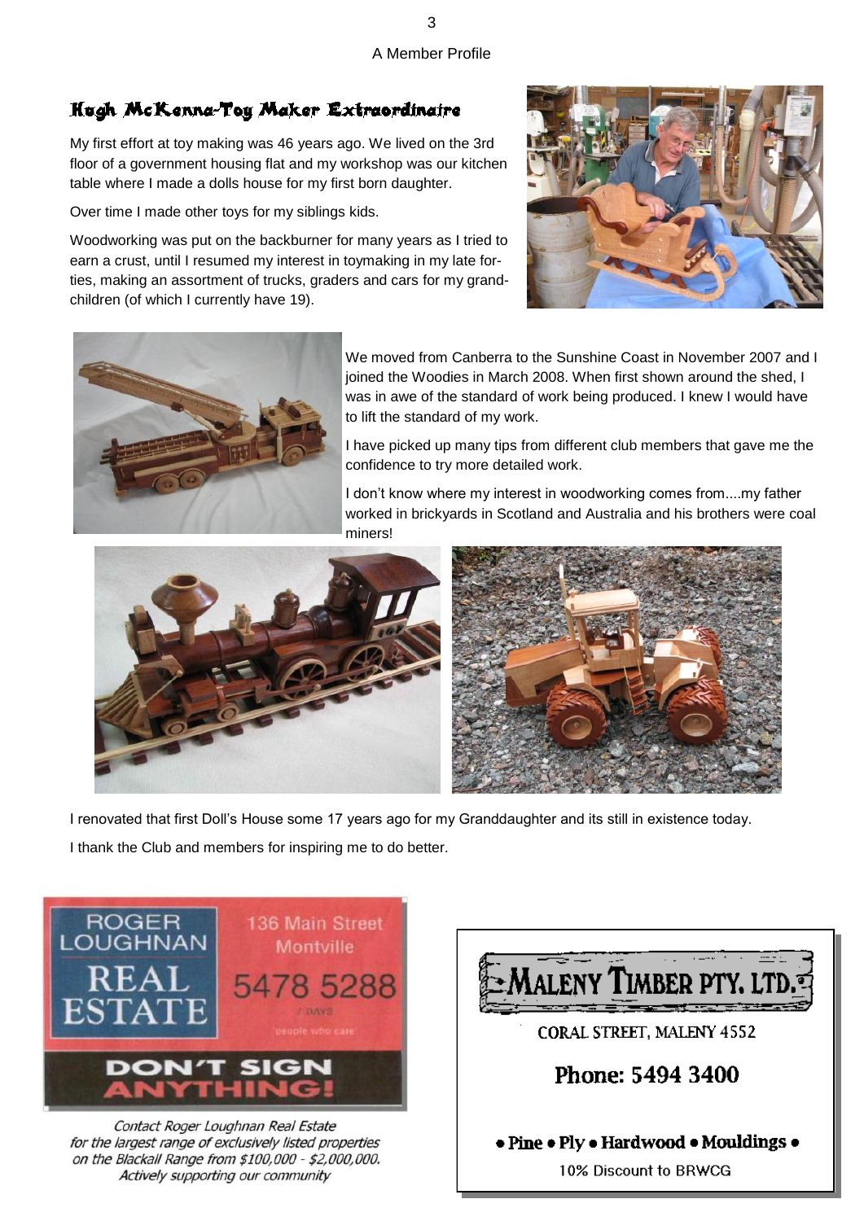A Member Profile

## Hugh McKenna-Toy Maker Extraordinaire

My first effort at toy making was 46 years ago. We lived on the 3rd floor of a government housing flat and my workshop was our kitchen table where I made a dolls house for my first born daughter.

Over time I made other toys for my siblings kids.

Woodworking was put on the backburner for many years as I tried to earn a crust, until I resumed my interest in toymaking in my late forties, making an assortment of trucks, graders and cars for my grandchildren (of which I currently have 19).

We moved from Canberra to the Sunshine Coast in November 2007 and I joined the Woodies in March 2008. When first shown around the shed, I was in awe of the standard of work being produced. I knew I would have to lift the standard of my work.

I have picked up many tips from different club members that gave me the confidence to try more detailed work.

I don't know where my interest in woodworking comes from....my father worked in brickyards in Scotland and Australia and his brothers were coal miners!

I renovated that first Doll's House some 17 years ago for my Granddaughter and its still in existence today.

I thank the Club and members for inspiring me to do better.

**ROGER LOUGHNAN REAL ESTATE**

136 Main Street Montville

5478 5288

7 DAYS

people who care

**DON'T SIGN ANYTHING!**

*Contact Roger Loughnan Real Estate for the largest range of exclusively listed properties on the Blackall Range from $100,000 - $2,000,000. Actively supporting our community*

**MALENY TIMBER PTY. LTD.**

CORAL STREET, MALENY 4552

**Phone: 5494 3400**

**• Pine • Ply • Hardwood • Mouldings •**

10% Discount to BRWCG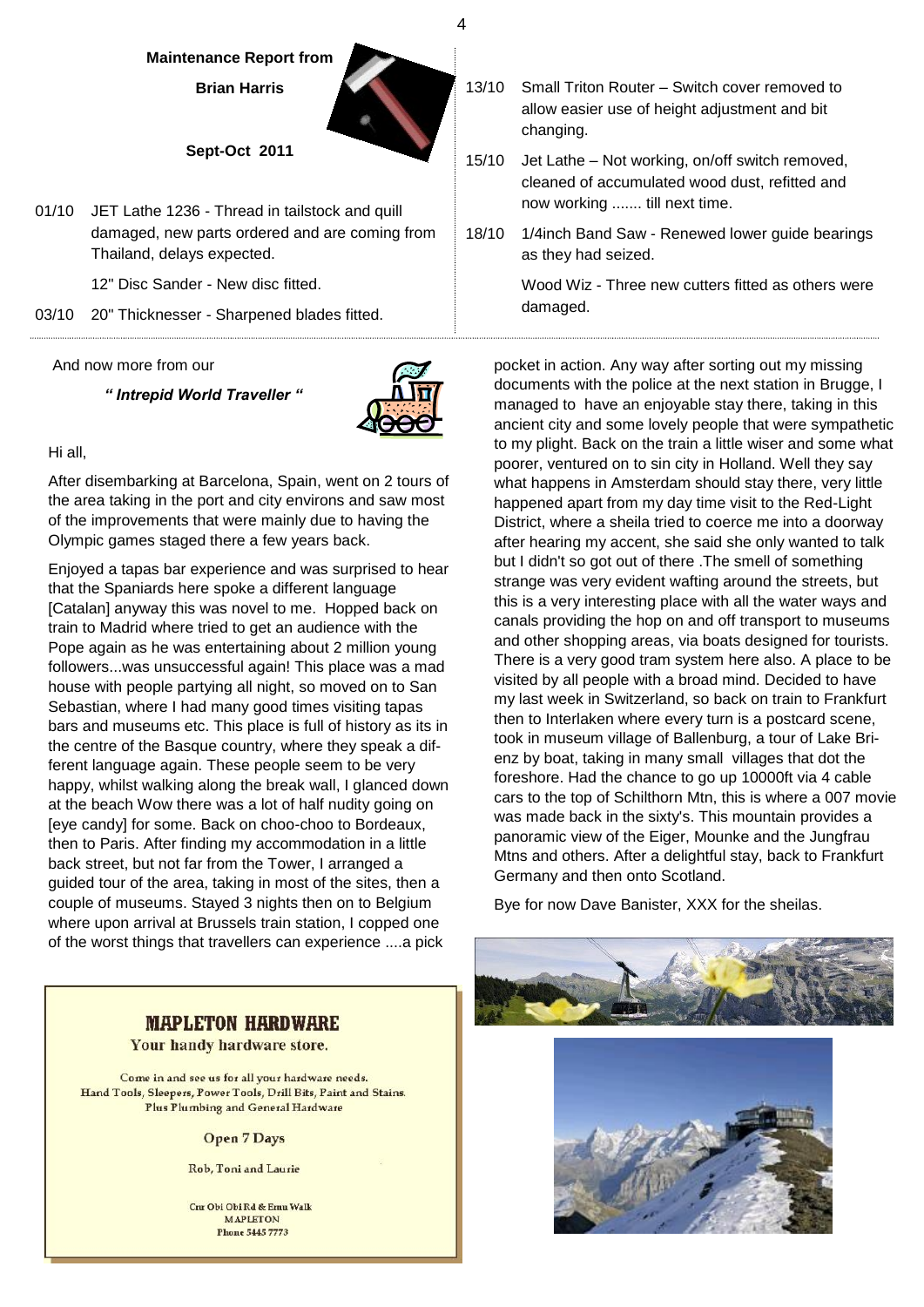**Maintenance Report from**

**Brian Harris**

**Sept-Oct 2011**

01/10 JET Lathe 1236 - Thread in tailstock and quill damaged, new parts ordered and are coming from Thailand, delays expected.

12" Disc Sander - New disc fitted.

03/10 20" Thicknesser - Sharpened blades fitted.

13/10 Small Triton Router – Switch cover removed to allow easier use of height adjustment and bit changing.

15/10 Jet Lathe – Not working, on/off switch removed, cleaned of accumulated wood dust, refitted and now working ....... till next time.

18/10 1/4inch Band Saw - Renewed lower guide bearings as they had seized.

Wood Wiz - Three new cutters fitted as others were damaged.

And now more from our

***" Intrepid World Traveller "***

Hi all,

After disembarking at Barcelona, Spain, went on 2 tours of the area taking in the port and city environs and saw most of the improvements that were mainly due to having the Olympic games staged there a few years back.

Enjoyed a tapas bar experience and was surprised to hear that the Spaniards here spoke a different language [Catalan] anyway this was novel to me. Hopped back on train to Madrid where tried to get an audience with the Pope again as he was entertaining about 2 million young followers...was unsuccessful again! This place was a mad house with people partying all night, so moved on to San Sebastian, where I had many good times visiting tapas bars and museums etc. This place is full of history as its in the centre of the Basque country, where they speak a different language again. These people seem to be very happy, whilst walking along the break wall, I glanced down at the beach Wow there was a lot of half nudity going on [eye candy] for some. Back on choo-choo to Bordeaux, then to Paris. After finding my accommodation in a little back street, but not far from the Tower, I arranged a guided tour of the area, taking in most of the sites, then a couple of museums. Stayed 3 nights then on to Belgium where upon arrival at Brussels train station, I copped one of the worst things that travellers can experience ....a pick pocket in action. Any way after sorting out my missing documents with the police at the next station in Brugge, I managed to have an enjoyable stay there, taking in this ancient city and some lovely people that were sympathetic to my plight. Back on the train a little wiser and some what poorer, ventured on to sin city in Holland. Well they say what happens in Amsterdam should stay there, very little happened apart from my day time visit to the Red-Light District, where a sheila tried to coerce me into a doorway after hearing my accent, she said she only wanted to talk but I didn't so got out of there .The smell of something strange was very evident wafting around the streets, but this is a very interesting place with all the water ways and canals providing the hop on and off transport to museums and other shopping areas, via boats designed for tourists. There is a very good tram system here also. A place to be visited by all people with a broad mind. Decided to have my last week in Switzerland, so back on train to Frankfurt then to Interlaken where every turn is a postcard scene, took in museum village of Ballenburg, a tour of Lake Brienz by boat, taking in many small villages that dot the foreshore. Had the chance to go up 10000ft via 4 cable cars to the top of Schilthorn Mtn, this is where a 007 movie was made back in the sixty's. This mountain provides a panoramic view of the Eiger, Mounke and the Jungfrau Mtns and others. After a delightful stay, back to Frankfurt Germany and then onto Scotland.

Bye for now Dave Banister, XXX for the sheilas.

**MAPLETON HARDWARE**

Your handy hardware store.

Come in and see us for all your hardware needs.
Hand Tools, Sleepers, Power Tools, Drill Bits, Paint and Stains.
Plus Plumbing and General Hardware

Open 7 Days

Rob, Toni and Laurie

Cnr Obi Obi Rd & Emu Walk
MAPLETON
Phone 5445 7773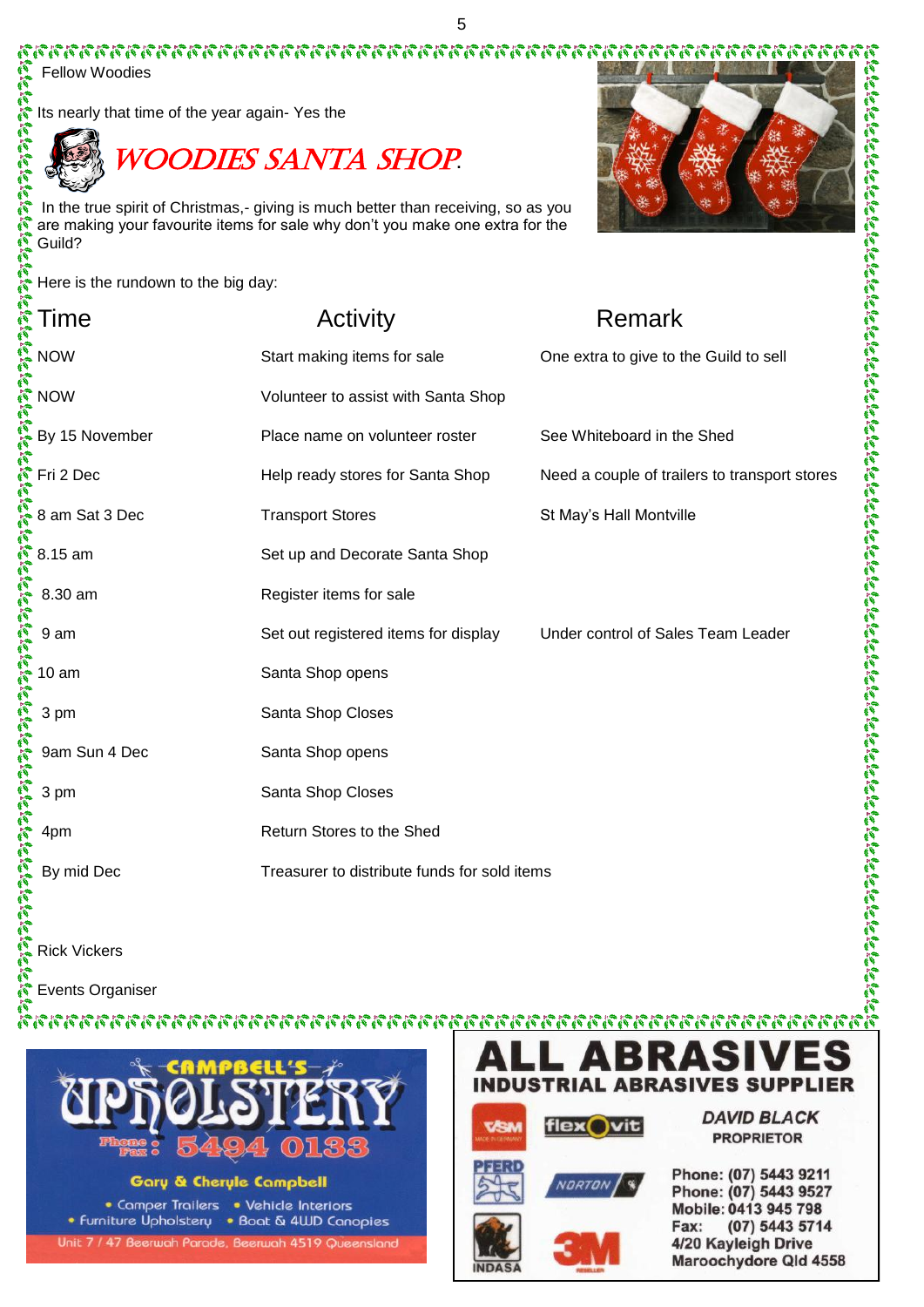Fellow Woodies

Its nearly that time of the year again- Yes the

# *WOODIES SANTA SHOP.*

In the true spirit of Christmas,- giving is much better than receiving, so as you are making your favourite items for sale why don't you make one extra for the Guild?

Here is the rundown to the big day:

| Time | Activity | Remark |
|---|---|---|
| NOW | Start making items for sale | One extra to give to the Guild to sell |
| NOW | Volunteer to assist with Santa Shop | |
| By 15 November | Place name on volunteer roster | See Whiteboard in the Shed |
| Fri 2 Dec | Help ready stores for Santa Shop | Need a couple of trailers to transport stores |
| 8 am Sat 3 Dec | Transport Stores | St May's Hall Montville |
| 8.15 am | Set up and Decorate Santa Shop | |
| 8.30 am | Register items for sale | |
| 9 am | Set out registered items for display | Under control of Sales Team Leader |
| 10 am | Santa Shop opens | |
| 3 pm | Santa Shop Closes | |
| 9am Sun 4 Dec | Santa Shop opens | |
| 3 pm | Santa Shop Closes | |
| 4pm | Return Stores to the Shed | |
| By mid Dec | Treasurer to distribute funds for sold items | |

Rick Vickers

Events Organiser

---

**CAMPBELL'S UPHOLSTERY**

Phone Fax: 5494 0133

**Gary & Cheryle Campbell**

- Camper Trailers
- Vehicle Interiors
- Furniture Upholstery
- Boat & 4WD Canopies

Unit 7 / 47 Beerwah Parade, Beerwah 4519 Queensland

---

**ALL ABRASIVES**

**INDUSTRIAL ABRASIVES SUPPLIER**

VSM · flexovit · PFERD · NORTON · INDASA · 3M

*DAVID BLACK*
PROPRIETOR

Phone: (07) 5443 9211
Phone: (07) 5443 9527
Mobile: 0413 945 798
Fax: (07) 5443 5714
4/20 Kayleigh Drive
Maroochydore Qld 4558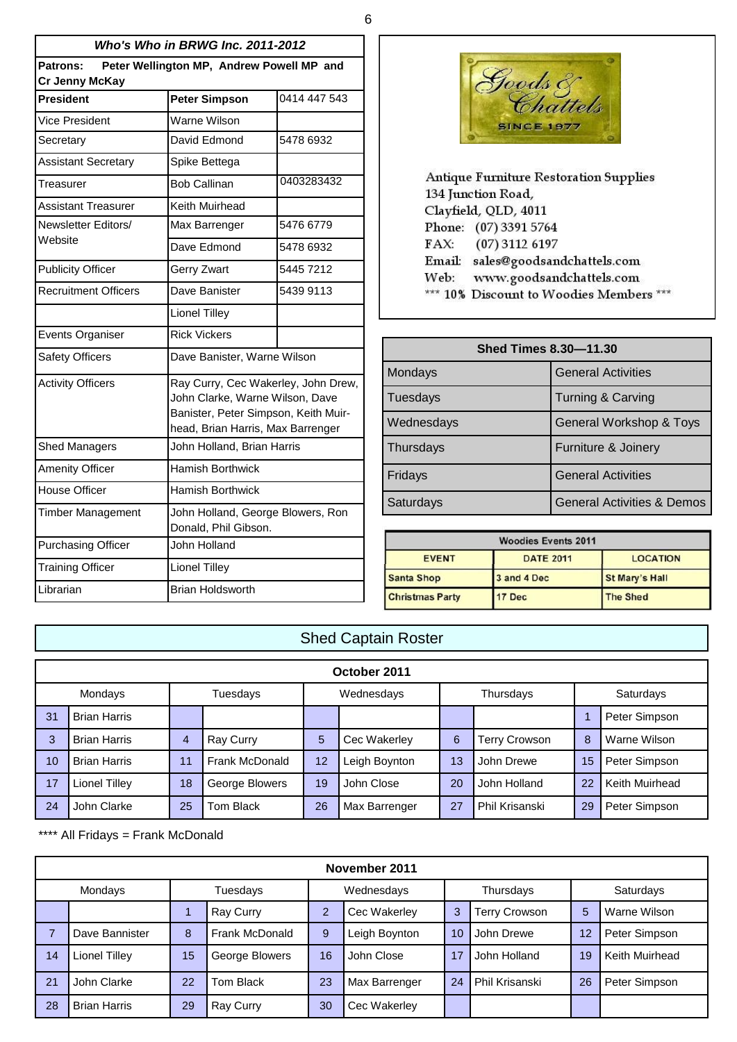| *Who's Who in BRWG Inc. 2011-2012* | | |
|---|---|---|
| **Patrons: Peter Wellington MP, Andrew Powell MP and Cr Jenny McKay** | | |
| **President** | **Peter Simpson** | 0414 447 543 |
| Vice President | Warne Wilson | |
| Secretary | David Edmond | 5478 6932 |
| Assistant Secretary | Spike Bettega | |
| Treasurer | Bob Callinan | 0403283432 |
| Assistant Treasurer | Keith Muirhead | |
| Newsletter Editors/ Website | Max Barrenger | 5476 6779 |
| | Dave Edmond | 5478 6932 |
| Publicity Officer | Gerry Zwart | 5445 7212 |
| Recruitment Officers | Dave Banister | 5439 9113 |
| | Lionel Tilley | |
| Events Organiser | Rick Vickers | |
| Safety Officers | Dave Banister, Warne Wilson | |
| Activity Officers | Ray Curry, Cec Wakerley, John Drew, John Clarke, Warne Wilson, Dave Banister, Peter Simpson, Keith Muirhead, Brian Harris, Max Barrenger | |
| Shed Managers | John Holland, Brian Harris | |
| Amenity Officer | Hamish Borthwick | |
| House Officer | Hamish Borthwick | |
| Timber Management | John Holland, George Blowers, Ron Donald, Phil Gibson. | |
| Purchasing Officer | John Holland | |
| Training Officer | Lionel Tilley | |
| Librarian | Brian Holdsworth | |

Goods & Chattels
SINCE 1977

Antique Furniture Restoration Supplies
134 Junction Road,
Clayfield, QLD, 4011
Phone: (07) 3391 5764
FAX: (07) 3112 6197
Email: sales@goodsandchattels.com
Web: www.goodsandchattels.com
*** 10% Discount to Woodies Members ***

| **Shed Times 8.30—11.30** | |
|---|---|
| Mondays | General Activities |
| Tuesdays | Turning & Carving |
| Wednesdays | General Workshop & Toys |
| Thursdays | Furniture & Joinery |
| Fridays | General Activities |
| Saturdays | General Activities & Demos |

| **Woodies Events 2011** | | |
|---|---|---|
| **EVENT** | **DATE 2011** | **LOCATION** |
| **Santa Shop** | 3 and 4 Dec | St Mary's Hall |
| **Christmas Party** | 17 Dec | The Shed |

## Shed Captain Roster

| **October 2011** | | | | | | | | | |
|---|---|---|---|---|---|---|---|---|---|
| Mondays | | Tuesdays | | Wednesdays | | Thursdays | | Saturdays | |
| 31 | Brian Harris | | | | | | | 1 | Peter Simpson |
| 3 | Brian Harris | 4 | Ray Curry | 5 | Cec Wakerley | 6 | Terry Crowson | 8 | Warne Wilson |
| 10 | Brian Harris | 11 | Frank McDonald | 12 | Leigh Boynton | 13 | John Drewe | 15 | Peter Simpson |
| 17 | Lionel Tilley | 18 | George Blowers | 19 | John Close | 20 | John Holland | 22 | Keith Muirhead |
| 24 | John Clarke | 25 | Tom Black | 26 | Max Barrenger | 27 | Phil Krisanski | 29 | Peter Simpson |

**** All Fridays = Frank McDonald

| **November 2011** | | | | | | | | | |
|---|---|---|---|---|---|---|---|---|---|
| Mondays | | Tuesdays | | Wednesdays | | Thursdays | | Saturdays | |
| | | 1 | Ray Curry | 2 | Cec Wakerley | 3 | Terry Crowson | 5 | Warne Wilson |
| 7 | Dave Bannister | 8 | Frank McDonald | 9 | Leigh Boynton | 10 | John Drewe | 12 | Peter Simpson |
| 14 | Lionel Tilley | 15 | George Blowers | 16 | John Close | 17 | John Holland | 19 | Keith Muirhead |
| 21 | John Clarke | 22 | Tom Black | 23 | Max Barrenger | 24 | Phil Krisanski | 26 | Peter Simpson |
| 28 | Brian Harris | 29 | Ray Curry | 30 | Cec Wakerley | | | | |